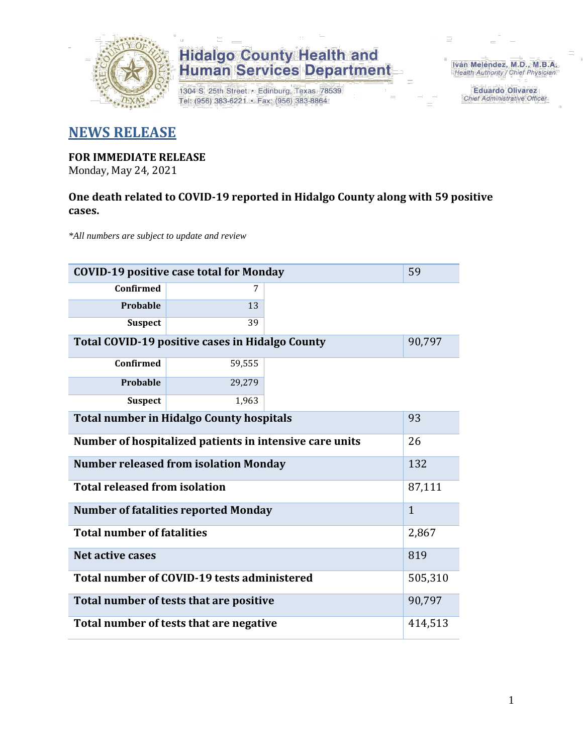Hidalgo County Health and Human Services Department

1304 S. 25th Street • Edinburg, Texas 78539
Tel: (956) 383-6221 • Fax: (956) 383-8864

Iván Meléndez, M.D., M.B.A.
*Health Authority / Chief Physician*

Eduardo Olivarez
*Chief Administrative Officer*

# NEWS RELEASE

**FOR IMMEDIATE RELEASE**
Monday, May 24, 2021

**One death related to COVID-19 reported in Hidalgo County along with 59 positive cases.**

*\*All numbers are subject to update and review*

| COVID-19 positive case total for Monday | | 59 |
|---|---|---|
| Confirmed | 7 | |
| Probable | 13 | |
| Suspect | 39 | |
| **Total COVID-19 positive cases in Hidalgo County** | | 90,797 |
| Confirmed | 59,555 | |
| Probable | 29,279 | |
| Suspect | 1,963 | |
| **Total number in Hidalgo County hospitals** | | 93 |
| **Number of hospitalized patients in intensive care units** | | 26 |
| **Number released from isolation Monday** | | 132 |
| **Total released from isolation** | | 87,111 |
| **Number of fatalities reported Monday** | | 1 |
| **Total number of fatalities** | | 2,867 |
| **Net active cases** | | 819 |
| **Total number of COVID-19 tests administered** | | 505,310 |
| **Total number of tests that are positive** | | 90,797 |
| **Total number of tests that are negative** | | 414,513 |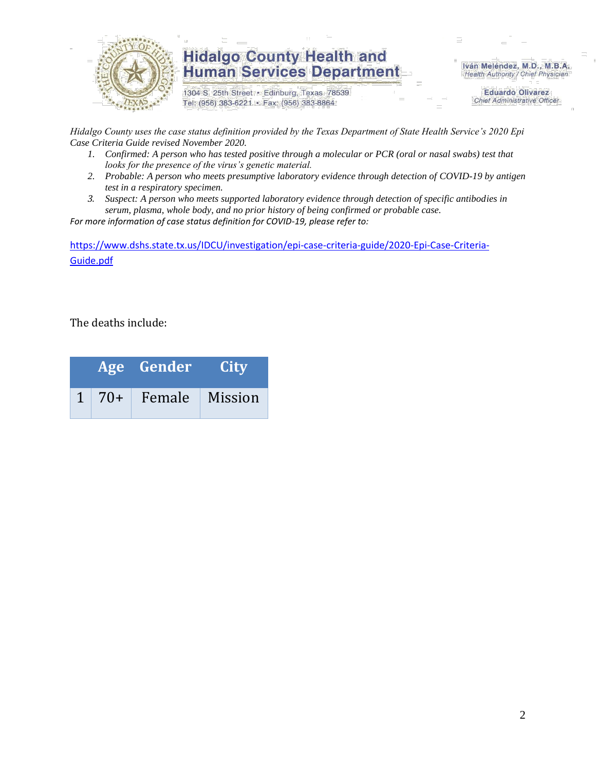*Hidalgo County uses the case status definition provided by the Texas Department of State Health Service's 2020 Epi Case Criteria Guide revised November 2020.*

1. *Confirmed: A person who has tested positive through a molecular or PCR (oral or nasal swabs) test that looks for the presence of the virus's genetic material.*
2. *Probable: A person who meets presumptive laboratory evidence through detection of COVID-19 by antigen test in a respiratory specimen.*
3. *Suspect: A person who meets supported laboratory evidence through detection of specific antibodies in serum, plasma, whole body, and no prior history of being confirmed or probable case.*

*For more information of case status definition for COVID-19, please refer to:*

https://www.dshs.state.tx.us/IDCU/investigation/epi-case-criteria-guide/2020-Epi-Case-Criteria-Guide.pdf

The deaths include:

| | Age | Gender | City |
|---|---|---|---|
| 1 | 70+ | Female | Mission |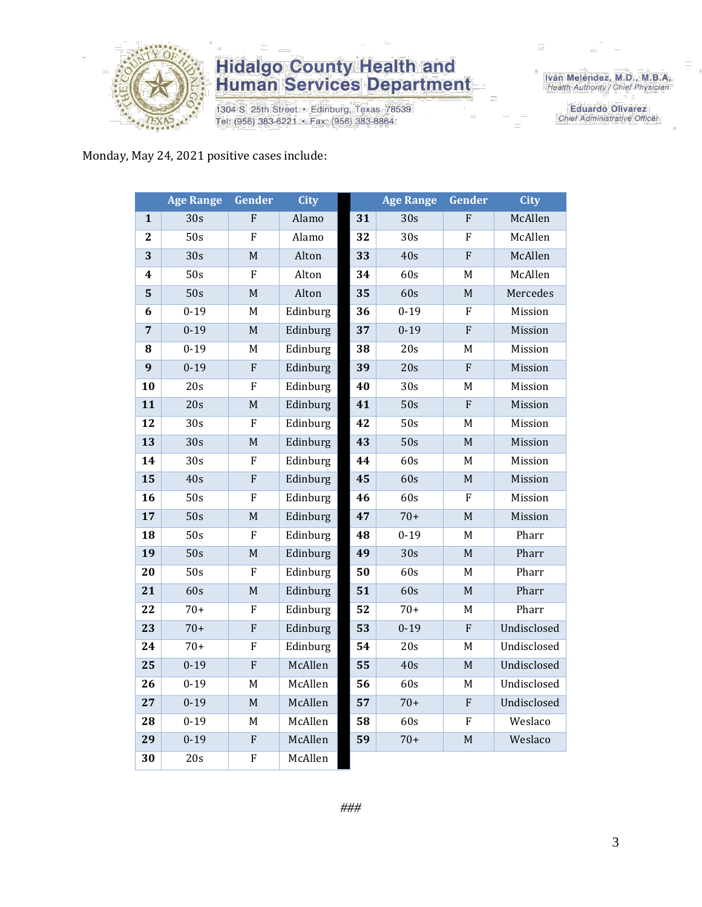Hidalgo County Health and Human Services Department

1304 S. 25th Street • Edinburg, Texas 78539
Tel: (956) 383-6221 • Fax: (956) 383-8864

Iván Meléndez, M.D., M.B.A.
Health Authority / Chief Physician

Eduardo Olivarez
Chief Administrative Officer

Monday, May 24, 2021 positive cases include:

| | Age Range | Gender | City | | Age Range | Gender | City |
|---|---|---|---|---|---|---|---|
| 1 | 30s | F | Alamo | 31 | 30s | F | McAllen |
| 2 | 50s | F | Alamo | 32 | 30s | F | McAllen |
| 3 | 30s | M | Alton | 33 | 40s | F | McAllen |
| 4 | 50s | F | Alton | 34 | 60s | M | McAllen |
| 5 | 50s | M | Alton | 35 | 60s | M | Mercedes |
| 6 | 0-19 | M | Edinburg | 36 | 0-19 | F | Mission |
| 7 | 0-19 | M | Edinburg | 37 | 0-19 | F | Mission |
| 8 | 0-19 | M | Edinburg | 38 | 20s | M | Mission |
| 9 | 0-19 | F | Edinburg | 39 | 20s | F | Mission |
| 10 | 20s | F | Edinburg | 40 | 30s | M | Mission |
| 11 | 20s | M | Edinburg | 41 | 50s | F | Mission |
| 12 | 30s | F | Edinburg | 42 | 50s | M | Mission |
| 13 | 30s | M | Edinburg | 43 | 50s | M | Mission |
| 14 | 30s | F | Edinburg | 44 | 60s | M | Mission |
| 15 | 40s | F | Edinburg | 45 | 60s | M | Mission |
| 16 | 50s | F | Edinburg | 46 | 60s | F | Mission |
| 17 | 50s | M | Edinburg | 47 | 70+ | M | Mission |
| 18 | 50s | F | Edinburg | 48 | 0-19 | M | Pharr |
| 19 | 50s | M | Edinburg | 49 | 30s | M | Pharr |
| 20 | 50s | F | Edinburg | 50 | 60s | M | Pharr |
| 21 | 60s | M | Edinburg | 51 | 60s | M | Pharr |
| 22 | 70+ | F | Edinburg | 52 | 70+ | M | Pharr |
| 23 | 70+ | F | Edinburg | 53 | 0-19 | F | Undisclosed |
| 24 | 70+ | F | Edinburg | 54 | 20s | M | Undisclosed |
| 25 | 0-19 | F | McAllen | 55 | 40s | M | Undisclosed |
| 26 | 0-19 | M | McAllen | 56 | 60s | M | Undisclosed |
| 27 | 0-19 | M | McAllen | 57 | 70+ | F | Undisclosed |
| 28 | 0-19 | M | McAllen | 58 | 60s | F | Weslaco |
| 29 | 0-19 | F | McAllen | 59 | 70+ | M | Weslaco |
| 30 | 20s | F | McAllen | | | | |

###